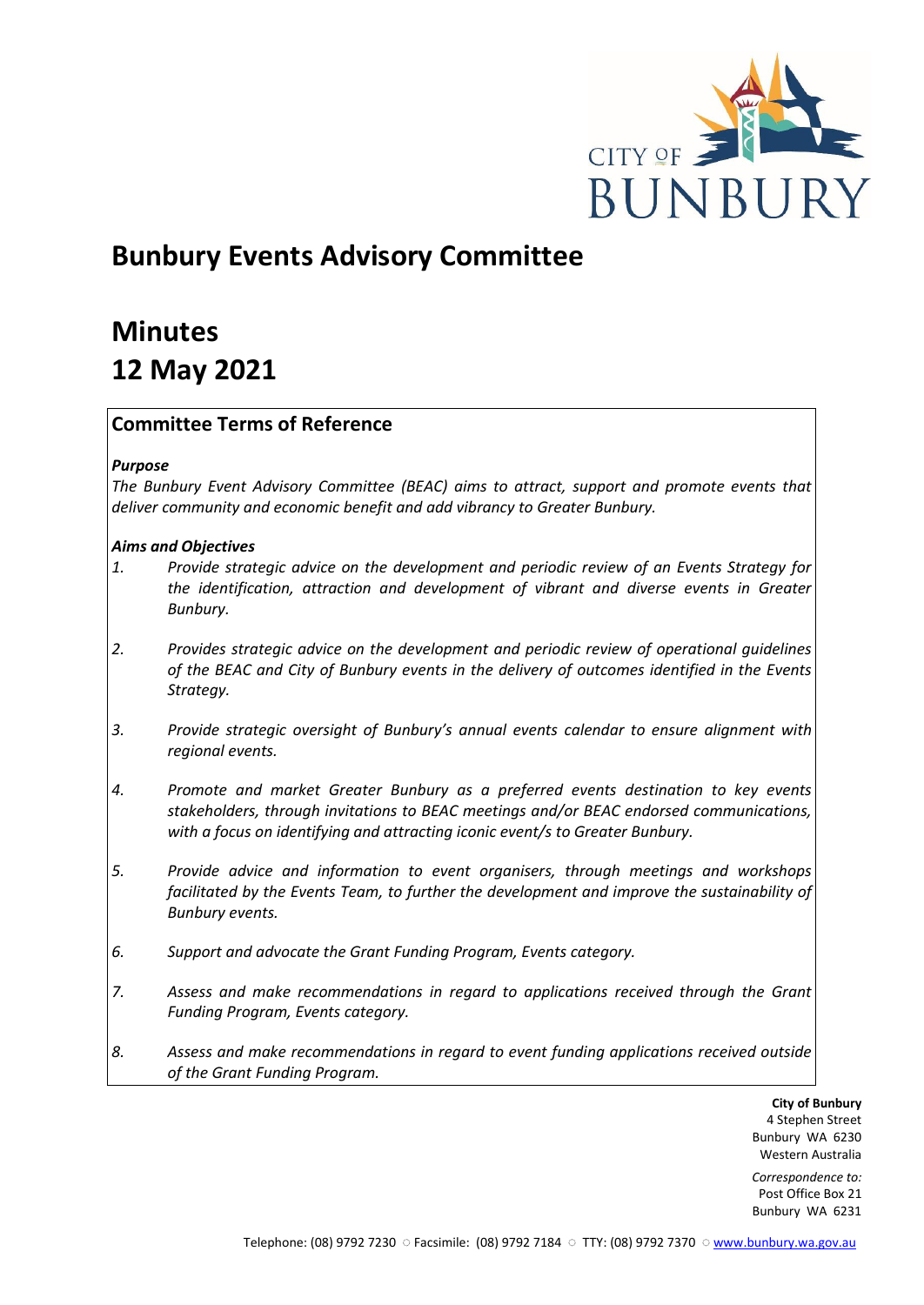CITY OF BUNBURY

# Bunbury Events Advisory Committee

# Minutes
# 12 May 2021

## Committee Terms of Reference

***Purpose***

*The Bunbury Event Advisory Committee (BEAC) aims to attract, support and promote events that deliver community and economic benefit and add vibrancy to Greater Bunbury.*

***Aims and Objectives***

1. *Provide strategic advice on the development and periodic review of an Events Strategy for the identification, attraction and development of vibrant and diverse events in Greater Bunbury.*
2. *Provides strategic advice on the development and periodic review of operational guidelines of the BEAC and City of Bunbury events in the delivery of outcomes identified in the Events Strategy.*
3. *Provide strategic oversight of Bunbury's annual events calendar to ensure alignment with regional events.*
4. *Promote and market Greater Bunbury as a preferred events destination to key events stakeholders, through invitations to BEAC meetings and/or BEAC endorsed communications, with a focus on identifying and attracting iconic event/s to Greater Bunbury.*
5. *Provide advice and information to event organisers, through meetings and workshops facilitated by the Events Team, to further the development and improve the sustainability of Bunbury events.*
6. *Support and advocate the Grant Funding Program, Events category.*
7. *Assess and make recommendations in regard to applications received through the Grant Funding Program, Events category.*
8. *Assess and make recommendations in regard to event funding applications received outside of the Grant Funding Program.*

**City of Bunbury**
4 Stephen Street
Bunbury WA 6230
Western Australia

*Correspondence to:*
Post Office Box 21
Bunbury WA 6231

Telephone: (08) 9792 7230 ○ Facsimile: (08) 9792 7184 ○ TTY: (08) 9792 7370 ○ www.bunbury.wa.gov.au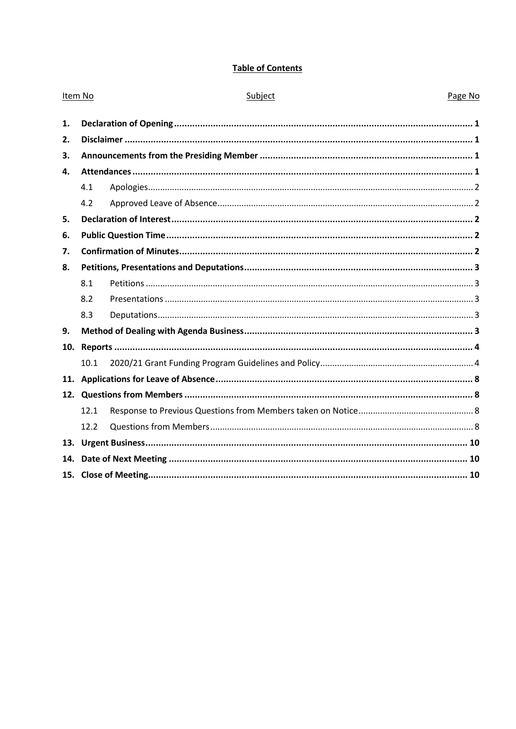**Table of Contents**

| Item No | | Subject | Page No |
| --- | --- | --- | --- |
| **1.** | | **Declaration of Opening** | **1** |
| **2.** | | **Disclaimer** | **1** |
| **3.** | | **Announcements from the Presiding Member** | **1** |
| **4.** | | **Attendances** | **1** |
| | 4.1 | Apologies | 2 |
| | 4.2 | Approved Leave of Absence | 2 |
| **5.** | | **Declaration of Interest** | **2** |
| **6.** | | **Public Question Time** | **2** |
| **7.** | | **Confirmation of Minutes** | **2** |
| **8.** | | **Petitions, Presentations and Deputations** | **3** |
| | 8.1 | Petitions | 3 |
| | 8.2 | Presentations | 3 |
| | 8.3 | Deputations | 3 |
| **9.** | | **Method of Dealing with Agenda Business** | **3** |
| **10.** | | **Reports** | **4** |
| | 10.1 | 2020/21 Grant Funding Program Guidelines and Policy | 4 |
| **11.** | | **Applications for Leave of Absence** | **8** |
| **12.** | | **Questions from Members** | **8** |
| | 12.1 | Response to Previous Questions from Members taken on Notice | 8 |
| | 12.2 | Questions from Members | 8 |
| **13.** | | **Urgent Business** | **10** |
| **14.** | | **Date of Next Meeting** | **10** |
| **15.** | | **Close of Meeting** | **10** |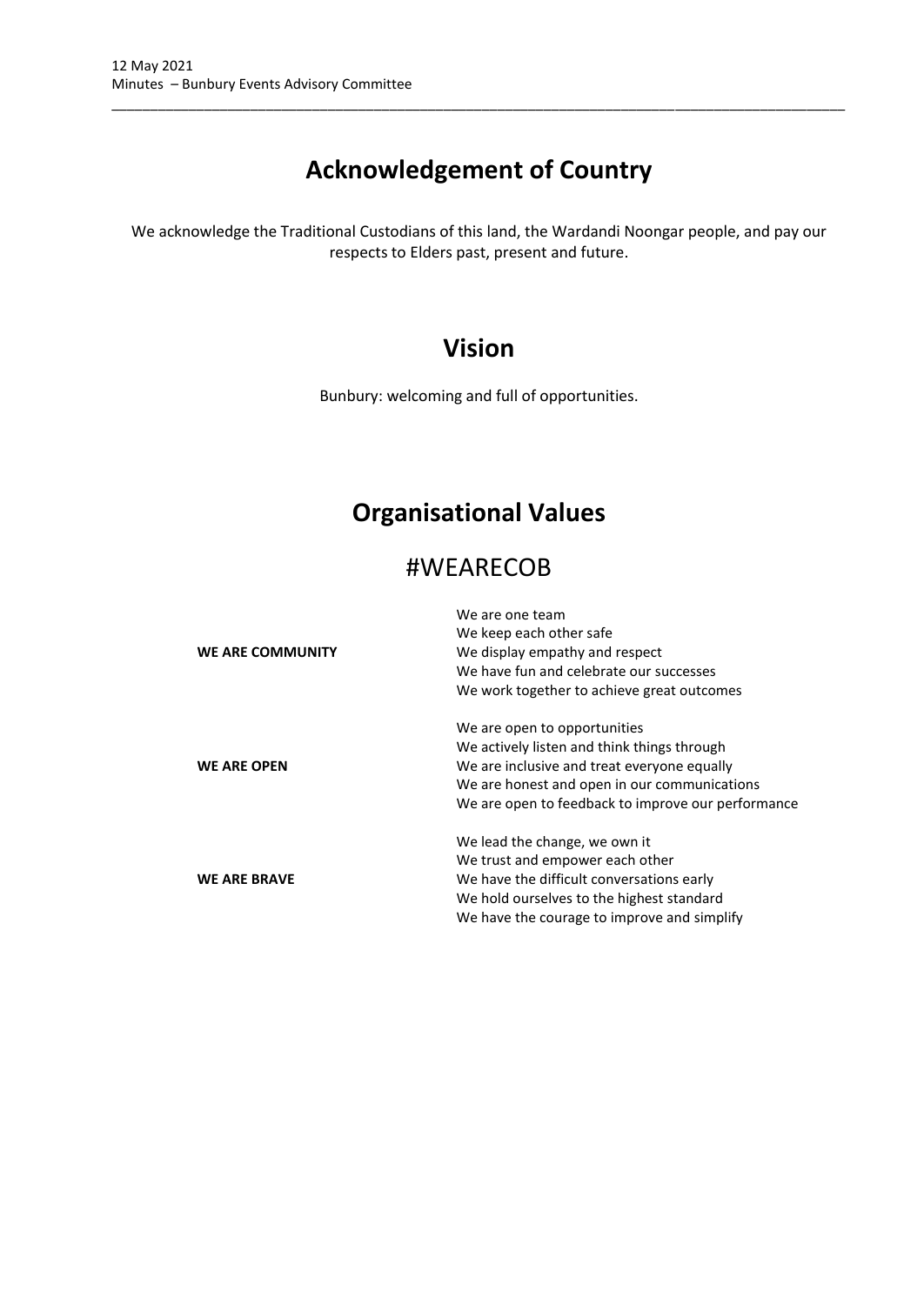# Acknowledgement of Country

We acknowledge the Traditional Custodians of this land, the Wardandi Noongar people, and pay our respects to Elders past, present and future.

# Vision

Bunbury: welcoming and full of opportunities.

# Organisational Values

## #WEARECOB

| | |
|---|---|
| **WE ARE COMMUNITY** | We are one team<br>We keep each other safe<br>We display empathy and respect<br>We have fun and celebrate our successes<br>We work together to achieve great outcomes |
| **WE ARE OPEN** | We are open to opportunities<br>We actively listen and think things through<br>We are inclusive and treat everyone equally<br>We are honest and open in our communications<br>We are open to feedback to improve our performance |
| **WE ARE BRAVE** | We lead the change, we own it<br>We trust and empower each other<br>We have the difficult conversations early<br>We hold ourselves to the highest standard<br>We have the courage to improve and simplify |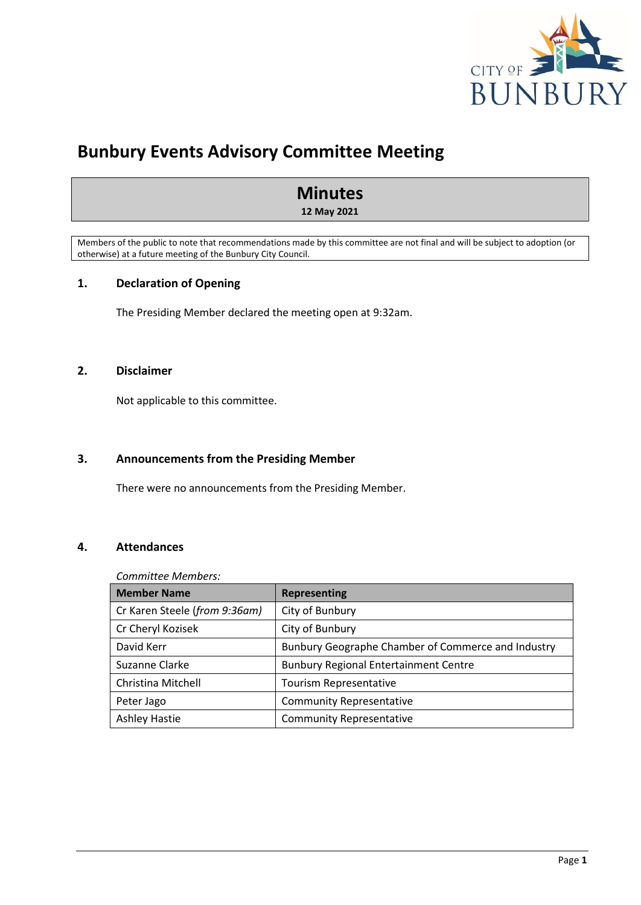# Bunbury Events Advisory Committee Meeting

## Minutes

**12 May 2021**

Members of the public to note that recommendations made by this committee are not final and will be subject to adoption (or otherwise) at a future meeting of the Bunbury City Council.

### 1. Declaration of Opening

The Presiding Member declared the meeting open at 9:32am.

### 2. Disclaimer

Not applicable to this committee.

### 3. Announcements from the Presiding Member

There were no announcements from the Presiding Member.

### 4. Attendances

*Committee Members:*

| Member Name | Representing |
|---|---|
| Cr Karen Steele (*from 9:36am)* | City of Bunbury |
| Cr Cheryl Kozisek | City of Bunbury |
| David Kerr | Bunbury Geographe Chamber of Commerce and Industry |
| Suzanne Clarke | Bunbury Regional Entertainment Centre |
| Christina Mitchell | Tourism Representative |
| Peter Jago | Community Representative |
| Ashley Hastie | Community Representative |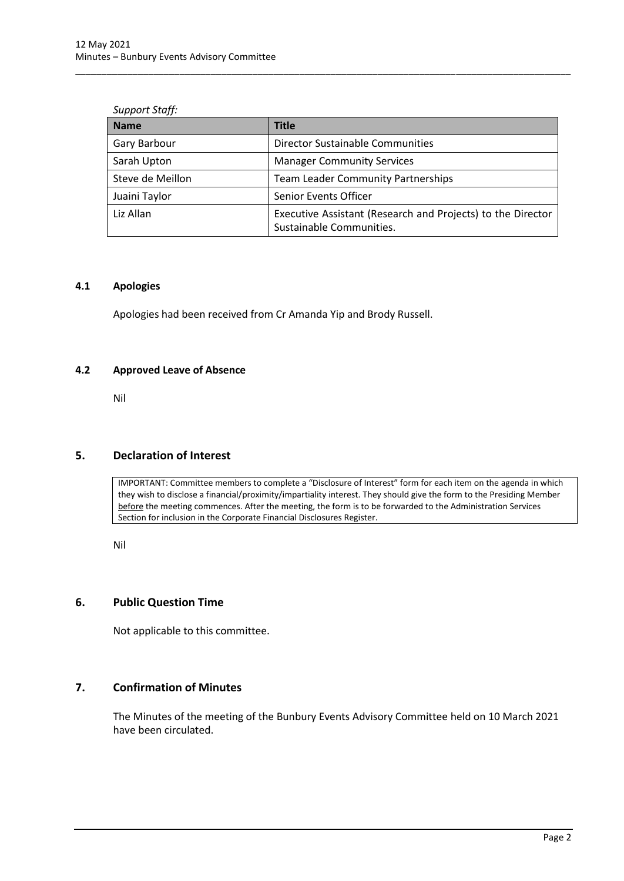*Support Staff:*

| Name | Title |
|---|---|
| Gary Barbour | Director Sustainable Communities |
| Sarah Upton | Manager Community Services |
| Steve de Meillon | Team Leader Community Partnerships |
| Juaini Taylor | Senior Events Officer |
| Liz Allan | Executive Assistant (Research and Projects) to the Director Sustainable Communities. |

### 4.1 Apologies

Apologies had been received from Cr Amanda Yip and Brody Russell.

### 4.2 Approved Leave of Absence

Nil

## 5. Declaration of Interest

IMPORTANT: Committee members to complete a "Disclosure of Interest" form for each item on the agenda in which they wish to disclose a financial/proximity/impartiality interest. They should give the form to the Presiding Member before the meeting commences. After the meeting, the form is to be forwarded to the Administration Services Section for inclusion in the Corporate Financial Disclosures Register.

Nil

## 6. Public Question Time

Not applicable to this committee.

## 7. Confirmation of Minutes

The Minutes of the meeting of the Bunbury Events Advisory Committee held on 10 March 2021 have been circulated.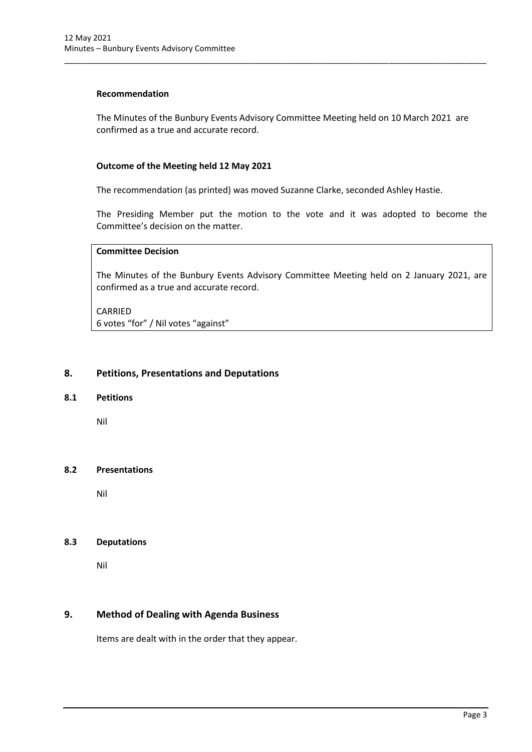**Recommendation**

The Minutes of the Bunbury Events Advisory Committee Meeting held on 10 March 2021 are confirmed as a true and accurate record.

**Outcome of the Meeting held 12 May 2021**

The recommendation (as printed) was moved Suzanne Clarke, seconded Ashley Hastie.

The Presiding Member put the motion to the vote and it was adopted to become the Committee's decision on the matter.

**Committee Decision**

The Minutes of the Bunbury Events Advisory Committee Meeting held on 2 January 2021, are confirmed as a true and accurate record.

CARRIED
6 votes "for" / Nil votes "against"

## 8. Petitions, Presentations and Deputations

### 8.1 Petitions

Nil

### 8.2 Presentations

Nil

### 8.3 Deputations

Nil

## 9. Method of Dealing with Agenda Business

Items are dealt with in the order that they appear.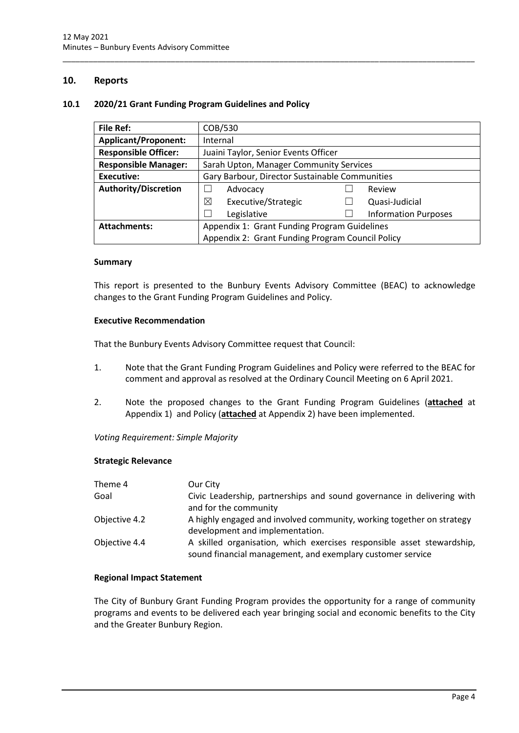## 10. Reports

### 10.1 2020/21 Grant Funding Program Guidelines and Policy

| File Ref: | COB/530 | | |
|---|---|---|---|
| **Applicant/Proponent:** | Internal | | |
| **Responsible Officer:** | Juaini Taylor, Senior Events Officer | | |
| **Responsible Manager:** | Sarah Upton, Manager Community Services | | |
| **Executive:** | Gary Barbour, Director Sustainable Communities | | |
| **Authority/Discretion** | ☐ Advocacy | ☐ Review | |
| | ☒ Executive/Strategic | ☐ Quasi-Judicial | |
| | ☐ Legislative | ☐ Information Purposes | |
| **Attachments:** | Appendix 1: Grant Funding Program Guidelines<br>Appendix 2: Grant Funding Program Council Policy | | |

#### Summary

This report is presented to the Bunbury Events Advisory Committee (BEAC) to acknowledge changes to the Grant Funding Program Guidelines and Policy.

#### Executive Recommendation

That the Bunbury Events Advisory Committee request that Council:

1. Note that the Grant Funding Program Guidelines and Policy were referred to the BEAC for comment and approval as resolved at the Ordinary Council Meeting on 6 April 2021.
2. Note the proposed changes to the Grant Funding Program Guidelines (**attached** at Appendix 1) and Policy (**attached** at Appendix 2) have been implemented.

*Voting Requirement: Simple Majority*

#### Strategic Relevance

| | |
|---|---|
| Theme 4 | Our City |
| Goal | Civic Leadership, partnerships and sound governance in delivering with and for the community |
| Objective 4.2 | A highly engaged and involved community, working together on strategy development and implementation. |
| Objective 4.4 | A skilled organisation, which exercises responsible asset stewardship, sound financial management, and exemplary customer service |

#### Regional Impact Statement

The City of Bunbury Grant Funding Program provides the opportunity for a range of community programs and events to be delivered each year bringing social and economic benefits to the City and the Greater Bunbury Region.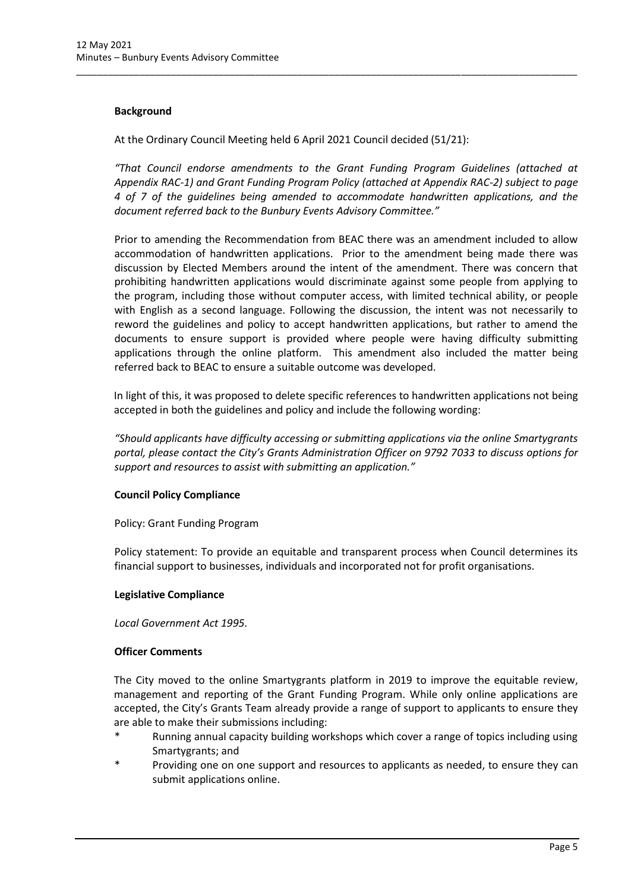**Background**

At the Ordinary Council Meeting held 6 April 2021 Council decided (51/21):

*"That Council endorse amendments to the Grant Funding Program Guidelines (attached at Appendix RAC-1) and Grant Funding Program Policy (attached at Appendix RAC-2) subject to page 4 of 7 of the guidelines being amended to accommodate handwritten applications, and the document referred back to the Bunbury Events Advisory Committee."*

Prior to amending the Recommendation from BEAC there was an amendment included to allow accommodation of handwritten applications. Prior to the amendment being made there was discussion by Elected Members around the intent of the amendment. There was concern that prohibiting handwritten applications would discriminate against some people from applying to the program, including those without computer access, with limited technical ability, or people with English as a second language. Following the discussion, the intent was not necessarily to reword the guidelines and policy to accept handwritten applications, but rather to amend the documents to ensure support is provided where people were having difficulty submitting applications through the online platform. This amendment also included the matter being referred back to BEAC to ensure a suitable outcome was developed.

In light of this, it was proposed to delete specific references to handwritten applications not being accepted in both the guidelines and policy and include the following wording:

*"Should applicants have difficulty accessing or submitting applications via the online Smartygrants portal, please contact the City's Grants Administration Officer on 9792 7033 to discuss options for support and resources to assist with submitting an application."*

**Council Policy Compliance**

Policy: Grant Funding Program

Policy statement: To provide an equitable and transparent process when Council determines its financial support to businesses, individuals and incorporated not for profit organisations.

**Legislative Compliance**

*Local Government Act 1995.*

**Officer Comments**

The City moved to the online Smartygrants platform in 2019 to improve the equitable review, management and reporting of the Grant Funding Program. While only online applications are accepted, the City's Grants Team already provide a range of support to applicants to ensure they are able to make their submissions including:

* Running annual capacity building workshops which cover a range of topics including using Smartygrants; and
* Providing one on one support and resources to applicants as needed, to ensure they can submit applications online.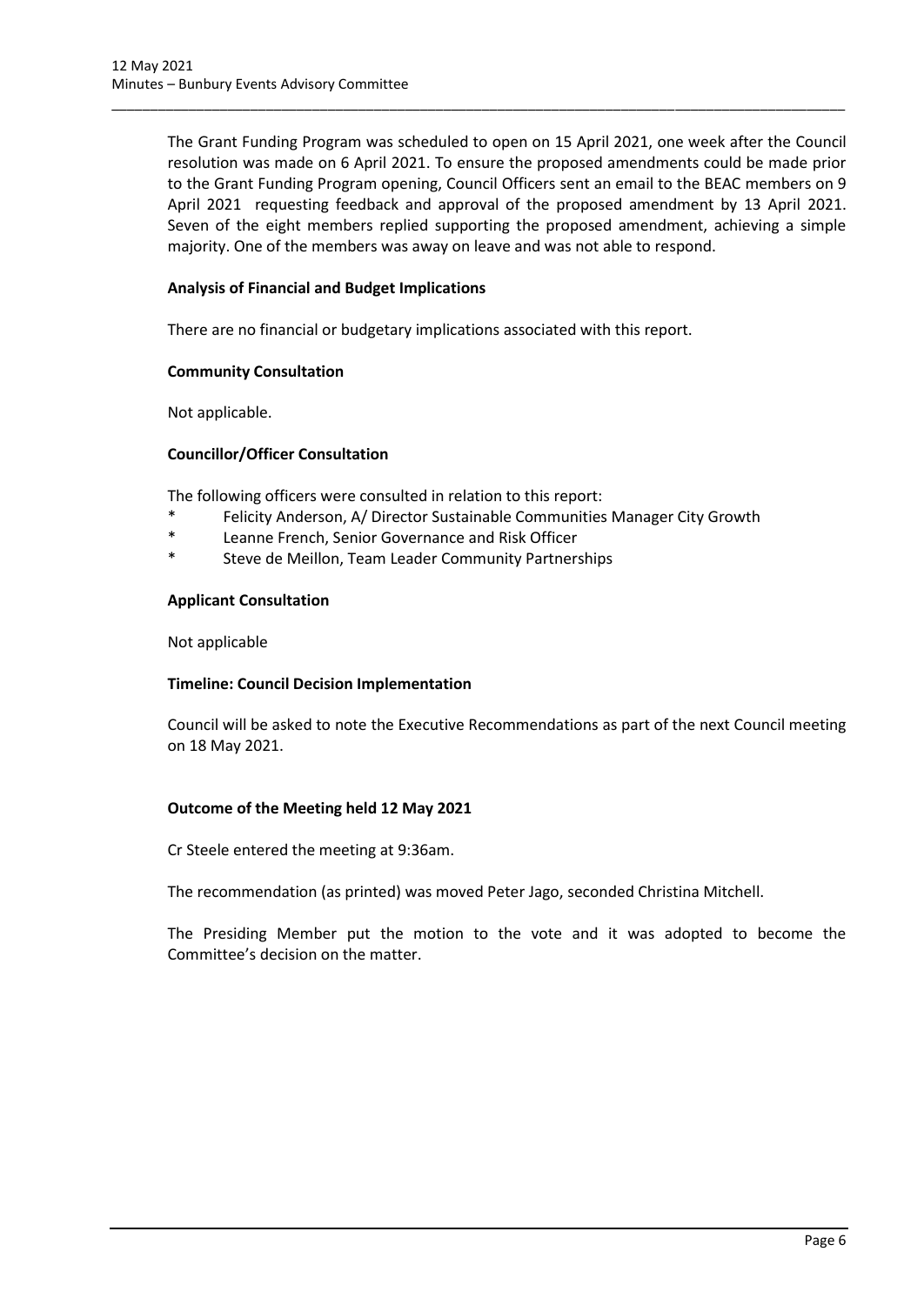The Grant Funding Program was scheduled to open on 15 April 2021, one week after the Council resolution was made on 6 April 2021. To ensure the proposed amendments could be made prior to the Grant Funding Program opening, Council Officers sent an email to the BEAC members on 9 April 2021 requesting feedback and approval of the proposed amendment by 13 April 2021. Seven of the eight members replied supporting the proposed amendment, achieving a simple majority. One of the members was away on leave and was not able to respond.

**Analysis of Financial and Budget Implications**

There are no financial or budgetary implications associated with this report.

**Community Consultation**

Not applicable.

**Councillor/Officer Consultation**

The following officers were consulted in relation to this report:

* Felicity Anderson, A/ Director Sustainable Communities Manager City Growth
* Leanne French, Senior Governance and Risk Officer
* Steve de Meillon, Team Leader Community Partnerships

**Applicant Consultation**

Not applicable

**Timeline: Council Decision Implementation**

Council will be asked to note the Executive Recommendations as part of the next Council meeting on 18 May 2021.

**Outcome of the Meeting held 12 May 2021**

Cr Steele entered the meeting at 9:36am.

The recommendation (as printed) was moved Peter Jago, seconded Christina Mitchell.

The Presiding Member put the motion to the vote and it was adopted to become the Committee's decision on the matter.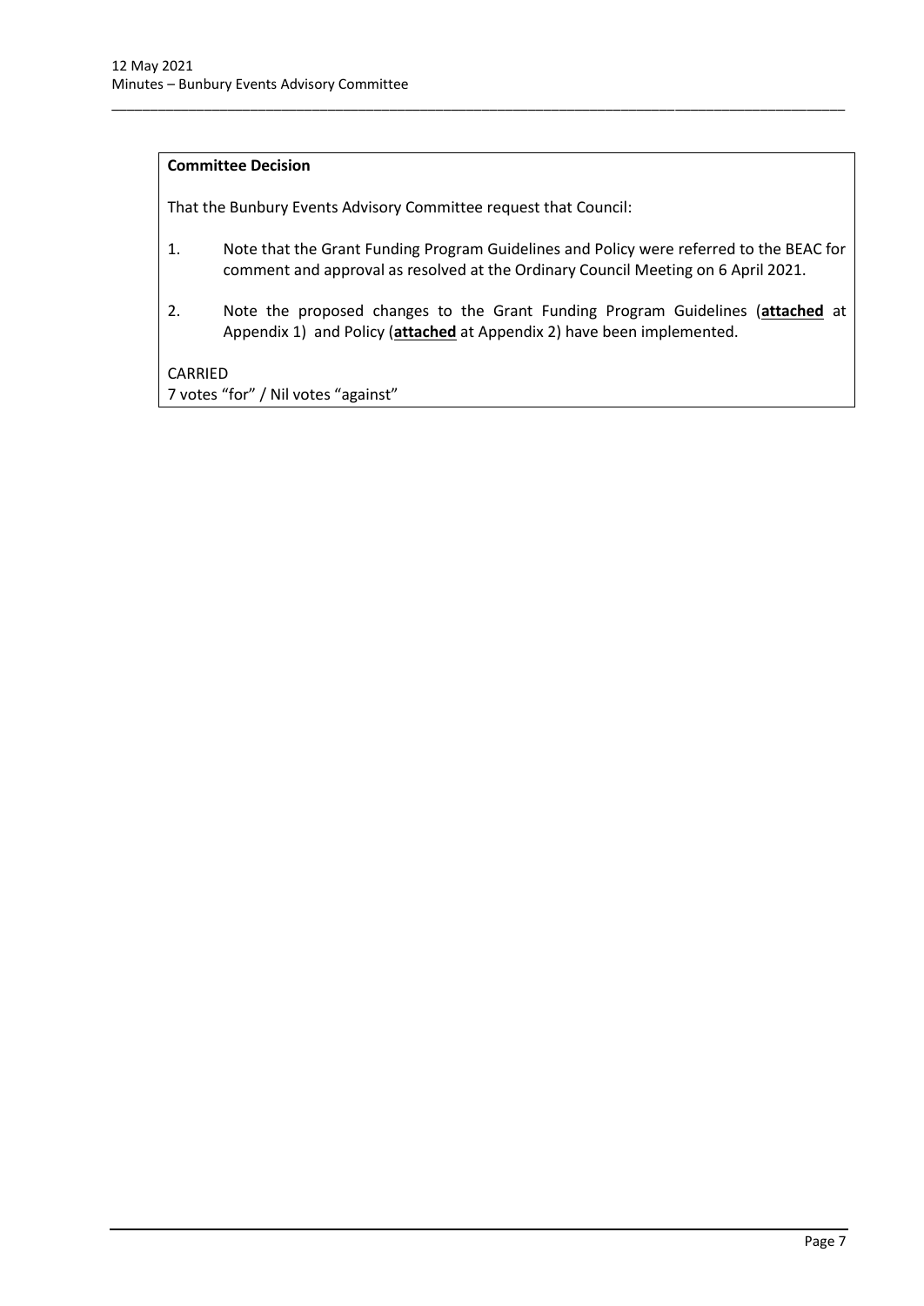**Committee Decision**

That the Bunbury Events Advisory Committee request that Council:

1. Note that the Grant Funding Program Guidelines and Policy were referred to the BEAC for comment and approval as resolved at the Ordinary Council Meeting on 6 April 2021.

2. Note the proposed changes to the Grant Funding Program Guidelines (**attached** at Appendix 1) and Policy (**attached** at Appendix 2) have been implemented.

CARRIED
7 votes "for" / Nil votes "against"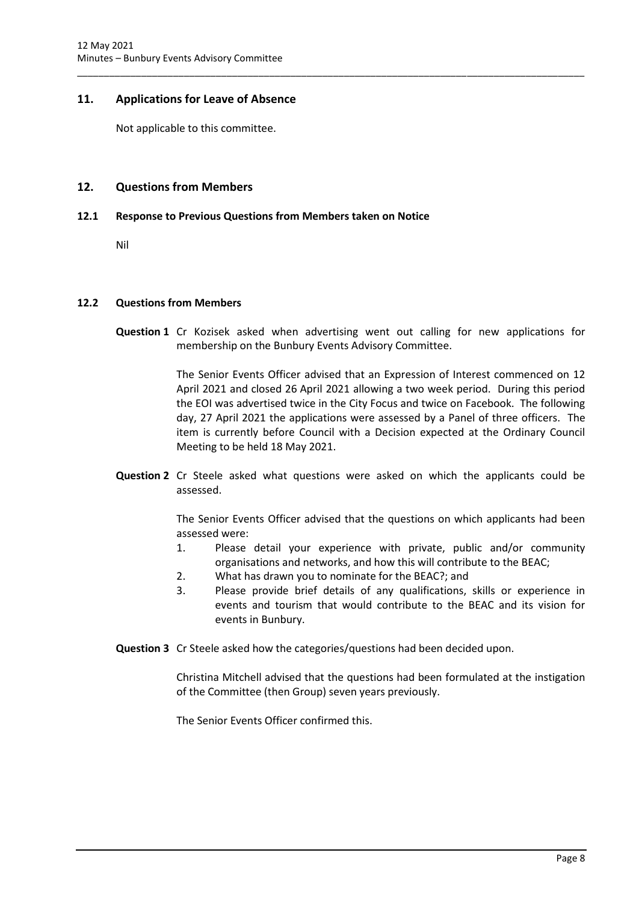## 11. Applications for Leave of Absence

Not applicable to this committee.

## 12. Questions from Members

### 12.1 Response to Previous Questions from Members taken on Notice

Nil

### 12.2 Questions from Members

**Question 1** Cr Kozisek asked when advertising went out calling for new applications for membership on the Bunbury Events Advisory Committee.

The Senior Events Officer advised that an Expression of Interest commenced on 12 April 2021 and closed 26 April 2021 allowing a two week period. During this period the EOI was advertised twice in the City Focus and twice on Facebook. The following day, 27 April 2021 the applications were assessed by a Panel of three officers. The item is currently before Council with a Decision expected at the Ordinary Council Meeting to be held 18 May 2021.

**Question 2** Cr Steele asked what questions were asked on which the applicants could be assessed.

The Senior Events Officer advised that the questions on which applicants had been assessed were:

1. Please detail your experience with private, public and/or community organisations and networks, and how this will contribute to the BEAC;
2. What has drawn you to nominate for the BEAC?; and
3. Please provide brief details of any qualifications, skills or experience in events and tourism that would contribute to the BEAC and its vision for events in Bunbury.

**Question 3** Cr Steele asked how the categories/questions had been decided upon.

Christina Mitchell advised that the questions had been formulated at the instigation of the Committee (then Group) seven years previously.

The Senior Events Officer confirmed this.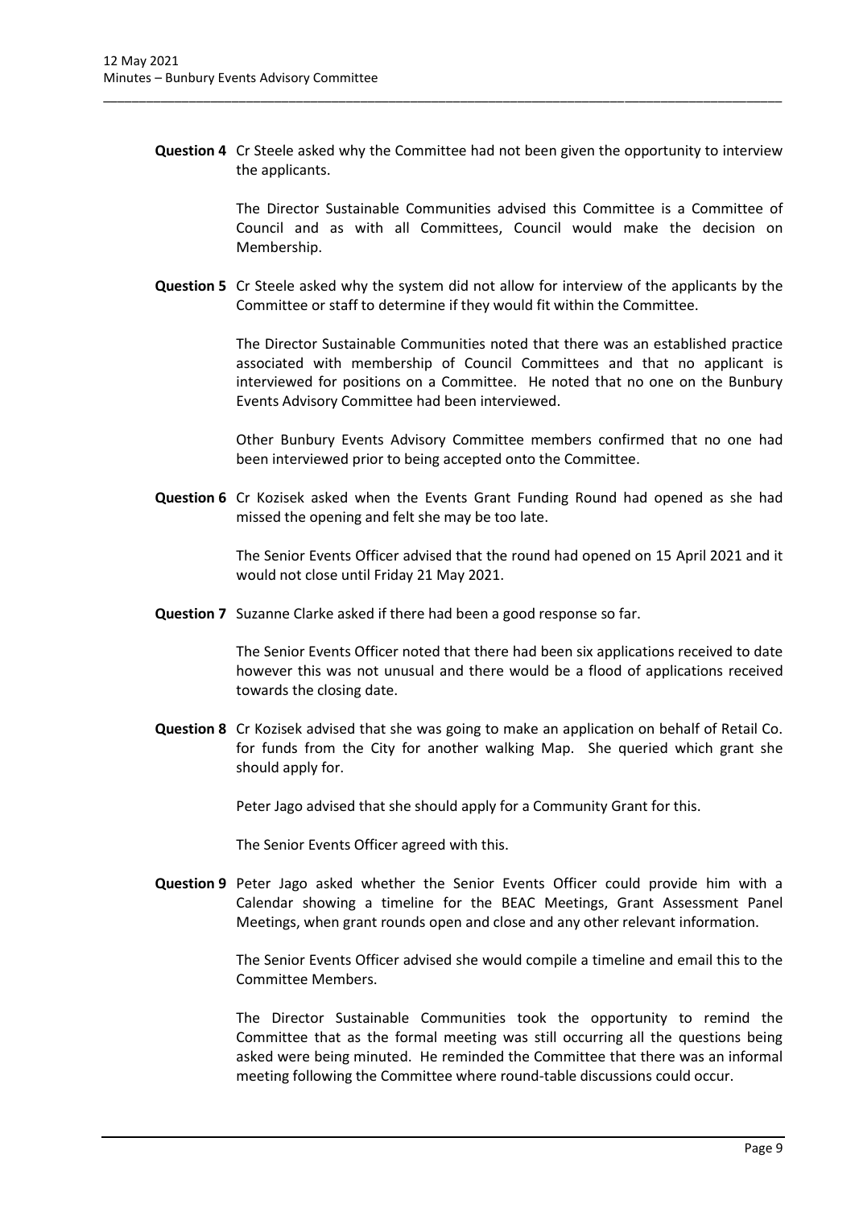**Question 4** Cr Steele asked why the Committee had not been given the opportunity to interview the applicants.

The Director Sustainable Communities advised this Committee is a Committee of Council and as with all Committees, Council would make the decision on Membership.

**Question 5** Cr Steele asked why the system did not allow for interview of the applicants by the Committee or staff to determine if they would fit within the Committee.

The Director Sustainable Communities noted that there was an established practice associated with membership of Council Committees and that no applicant is interviewed for positions on a Committee. He noted that no one on the Bunbury Events Advisory Committee had been interviewed.

Other Bunbury Events Advisory Committee members confirmed that no one had been interviewed prior to being accepted onto the Committee.

**Question 6** Cr Kozisek asked when the Events Grant Funding Round had opened as she had missed the opening and felt she may be too late.

The Senior Events Officer advised that the round had opened on 15 April 2021 and it would not close until Friday 21 May 2021.

**Question 7** Suzanne Clarke asked if there had been a good response so far.

The Senior Events Officer noted that there had been six applications received to date however this was not unusual and there would be a flood of applications received towards the closing date.

**Question 8** Cr Kozisek advised that she was going to make an application on behalf of Retail Co. for funds from the City for another walking Map. She queried which grant she should apply for.

Peter Jago advised that she should apply for a Community Grant for this.

The Senior Events Officer agreed with this.

**Question 9** Peter Jago asked whether the Senior Events Officer could provide him with a Calendar showing a timeline for the BEAC Meetings, Grant Assessment Panel Meetings, when grant rounds open and close and any other relevant information.

The Senior Events Officer advised she would compile a timeline and email this to the Committee Members.

The Director Sustainable Communities took the opportunity to remind the Committee that as the formal meeting was still occurring all the questions being asked were being minuted. He reminded the Committee that there was an informal meeting following the Committee where round-table discussions could occur.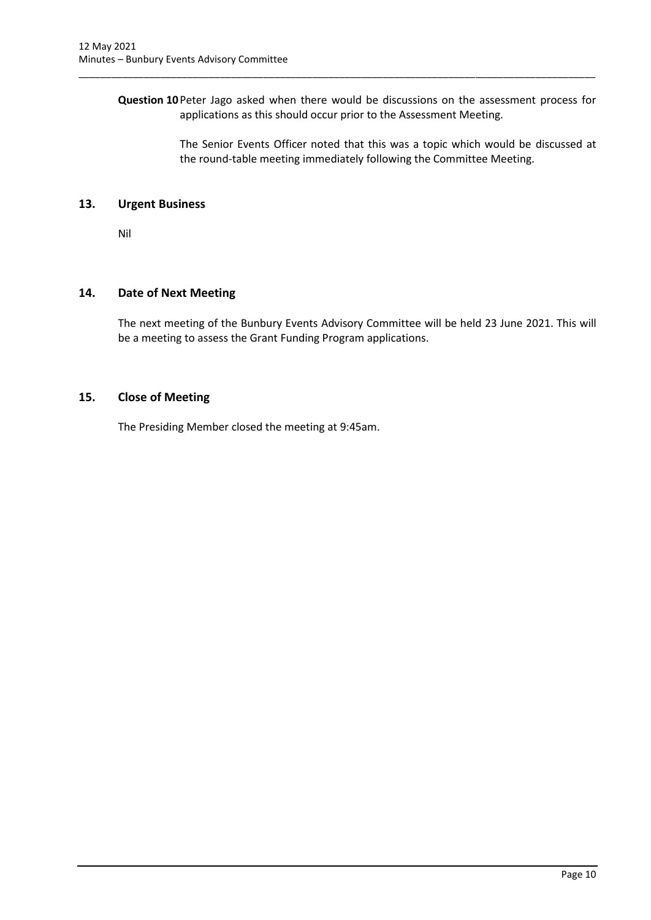**Question 10** Peter Jago asked when there would be discussions on the assessment process for applications as this should occur prior to the Assessment Meeting.

The Senior Events Officer noted that this was a topic which would be discussed at the round-table meeting immediately following the Committee Meeting.

## 13. Urgent Business

Nil

## 14. Date of Next Meeting

The next meeting of the Bunbury Events Advisory Committee will be held 23 June 2021. This will be a meeting to assess the Grant Funding Program applications.

## 15. Close of Meeting

The Presiding Member closed the meeting at 9:45am.